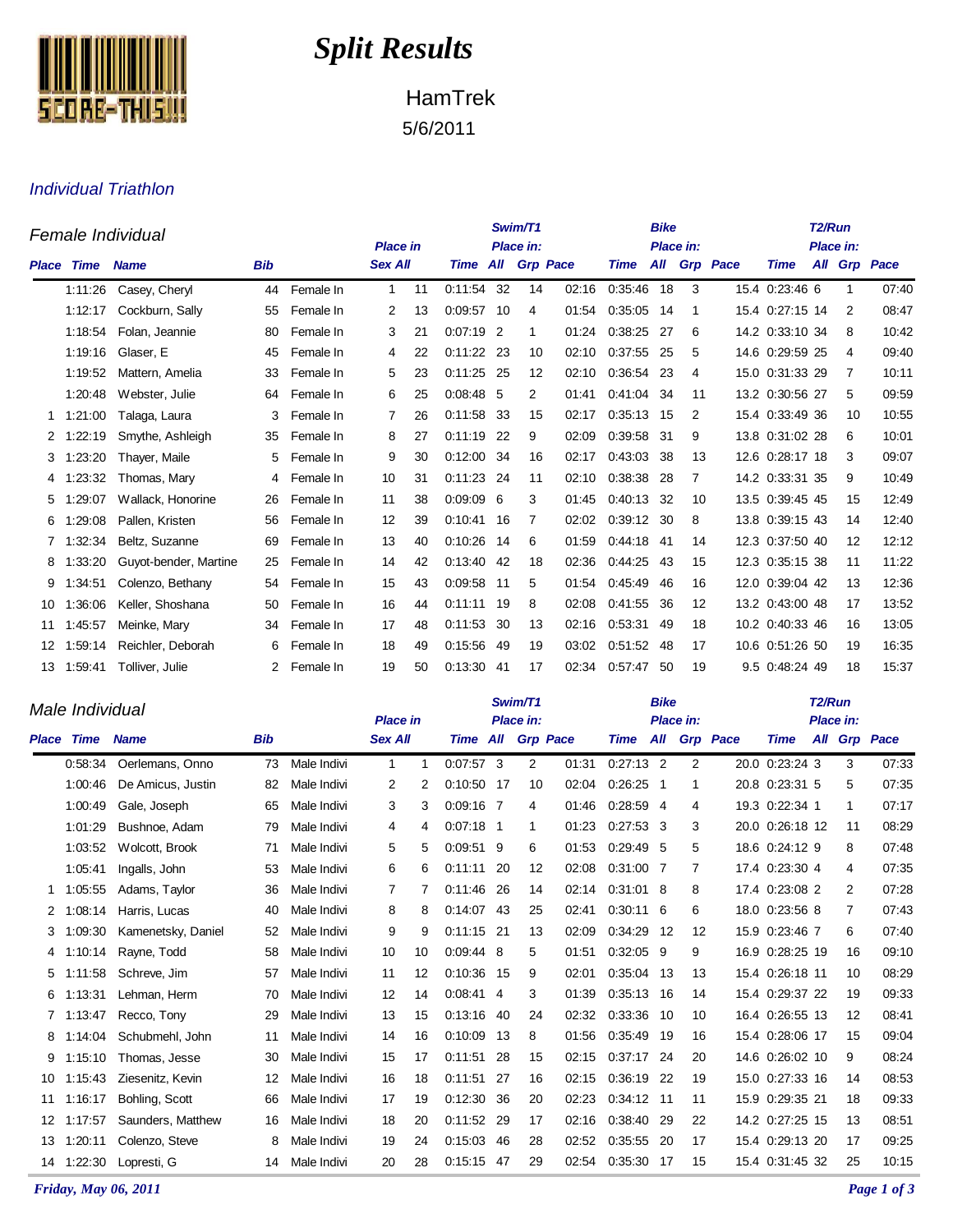# Split Results

HamTrek

5/6/2011

## Individual Triathlon

### Female Individual

| Place | Time | Name | Bib | | Place in Sex | All | Swim/T1 Time | Place in: All | Grp | Pace | Bike Time | Place in: All | Grp | Pace | T2/Run Time | Place in: All | Grp | Pace |
|---|---|---|---|---|---|---|---|---|---|---|---|---|---|---|---|---|---|---|
| | 1:11:26 | Casey, Cheryl | 44 | Female In | 1 | 11 | 0:11:54 | 32 | 14 | 02:16 | 0:35:46 | 18 | 3 | 15.4 | 0:23:46 | 6 | 1 | 07:40 |
| | 1:12:17 | Cockburn, Sally | 55 | Female In | 2 | 13 | 0:09:57 | 10 | 4 | 01:54 | 0:35:05 | 14 | 1 | 15.4 | 0:27:15 | 14 | 2 | 08:47 |
| | 1:18:54 | Folan, Jeannie | 80 | Female In | 3 | 21 | 0:07:19 | 2 | 1 | 01:24 | 0:38:25 | 27 | 6 | 14.2 | 0:33:10 | 34 | 8 | 10:42 |
| | 1:19:16 | Glaser, E | 45 | Female In | 4 | 22 | 0:11:22 | 23 | 10 | 02:10 | 0:37:55 | 25 | 5 | 14.6 | 0:29:59 | 25 | 4 | 09:40 |
| | 1:19:52 | Mattern, Amelia | 33 | Female In | 5 | 23 | 0:11:25 | 25 | 12 | 02:10 | 0:36:54 | 23 | 4 | 15.0 | 0:31:33 | 29 | 7 | 10:11 |
| | 1:20:48 | Webster, Julie | 64 | Female In | 6 | 25 | 0:08:48 | 5 | 2 | 01:41 | 0:41:04 | 34 | 11 | 13.2 | 0:30:56 | 27 | 5 | 09:59 |
| 1 | 1:21:00 | Talaga, Laura | 3 | Female In | 7 | 26 | 0:11:58 | 33 | 15 | 02:17 | 0:35:13 | 15 | 2 | 15.4 | 0:33:49 | 36 | 10 | 10:55 |
| 2 | 1:22:19 | Smythe, Ashleigh | 35 | Female In | 8 | 27 | 0:11:19 | 22 | 9 | 02:09 | 0:39:58 | 31 | 9 | 13.8 | 0:31:02 | 28 | 6 | 10:01 |
| 3 | 1:23:20 | Thayer, Maile | 5 | Female In | 9 | 30 | 0:12:00 | 34 | 16 | 02:17 | 0:43:03 | 38 | 13 | 12.6 | 0:28:17 | 18 | 3 | 09:07 |
| 4 | 1:23:32 | Thomas, Mary | 4 | Female In | 10 | 31 | 0:11:23 | 24 | 11 | 02:10 | 0:38:38 | 28 | 7 | 14.2 | 0:33:31 | 35 | 9 | 10:49 |
| 5 | 1:29:07 | Wallack, Honorine | 26 | Female In | 11 | 38 | 0:09:09 | 6 | 3 | 01:45 | 0:40:13 | 32 | 10 | 13.5 | 0:39:45 | 45 | 15 | 12:49 |
| 6 | 1:29:08 | Pallen, Kristen | 56 | Female In | 12 | 39 | 0:10:41 | 16 | 7 | 02:02 | 0:39:12 | 30 | 8 | 13.8 | 0:39:15 | 43 | 14 | 12:40 |
| 7 | 1:32:34 | Beltz, Suzanne | 69 | Female In | 13 | 40 | 0:10:26 | 14 | 6 | 01:59 | 0:44:18 | 41 | 14 | 12.3 | 0:37:50 | 40 | 12 | 12:12 |
| 8 | 1:33:20 | Guyot-bender, Martine | 25 | Female In | 14 | 42 | 0:13:40 | 42 | 18 | 02:36 | 0:44:25 | 43 | 15 | 12.3 | 0:35:15 | 38 | 11 | 11:22 |
| 9 | 1:34:51 | Colenzo, Bethany | 54 | Female In | 15 | 43 | 0:09:58 | 11 | 5 | 01:54 | 0:45:49 | 46 | 16 | 12.0 | 0:39:04 | 42 | 13 | 12:36 |
| 10 | 1:36:06 | Keller, Shoshana | 50 | Female In | 16 | 44 | 0:11:11 | 19 | 8 | 02:08 | 0:41:55 | 36 | 12 | 13.2 | 0:43:00 | 48 | 17 | 13:52 |
| 11 | 1:45:57 | Meinke, Mary | 34 | Female In | 17 | 48 | 0:11:53 | 30 | 13 | 02:16 | 0:53:31 | 49 | 18 | 10.2 | 0:40:33 | 46 | 16 | 13:05 |
| 12 | 1:59:14 | Reichler, Deborah | 6 | Female In | 18 | 49 | 0:15:56 | 49 | 19 | 03:02 | 0:51:52 | 48 | 17 | 10.6 | 0:51:26 | 50 | 19 | 16:35 |
| 13 | 1:59:41 | Tolliver, Julie | 2 | Female In | 19 | 50 | 0:13:30 | 41 | 17 | 02:34 | 0:57:47 | 50 | 19 | 9.5 | 0:48:24 | 49 | 18 | 15:37 |

### Male Individual

| Place | Time | Name | Bib | | Place in Sex | All | Swim/T1 Time | Place in: All | Grp | Pace | Bike Time | Place in: All | Grp | Pace | T2/Run Time | Place in: All | Grp | Pace |
|---|---|---|---|---|---|---|---|---|---|---|---|---|---|---|---|---|---|---|
| | 0:58:34 | Oerlemans, Onno | 73 | Male Indivi | 1 | 1 | 0:07:57 | 3 | 2 | 01:31 | 0:27:13 | 2 | 2 | 20.0 | 0:23:24 | 3 | 3 | 07:33 |
| | 1:00:46 | De Amicus, Justin | 82 | Male Indivi | 2 | 2 | 0:10:50 | 17 | 10 | 02:04 | 0:26:25 | 1 | 1 | 20.8 | 0:23:31 | 5 | 5 | 07:35 |
| | 1:00:49 | Gale, Joseph | 65 | Male Indivi | 3 | 3 | 0:09:16 | 7 | 4 | 01:46 | 0:28:59 | 4 | 4 | 19.3 | 0:22:34 | 1 | 1 | 07:17 |
| | 1:01:29 | Bushnoe, Adam | 79 | Male Indivi | 4 | 4 | 0:07:18 | 1 | 1 | 01:23 | 0:27:53 | 3 | 3 | 20.0 | 0:26:18 | 12 | 11 | 08:29 |
| | 1:03:52 | Wolcott, Brook | 71 | Male Indivi | 5 | 5 | 0:09:51 | 9 | 6 | 01:53 | 0:29:49 | 5 | 5 | 18.6 | 0:24:12 | 9 | 8 | 07:48 |
| | 1:05:41 | Ingalls, John | 53 | Male Indivi | 6 | 6 | 0:11:11 | 20 | 12 | 02:08 | 0:31:00 | 7 | 7 | 17.4 | 0:23:30 | 4 | 4 | 07:35 |
| 1 | 1:05:55 | Adams, Taylor | 36 | Male Indivi | 7 | 7 | 0:11:46 | 26 | 14 | 02:14 | 0:31:01 | 8 | 8 | 17.4 | 0:23:08 | 2 | 2 | 07:28 |
| 2 | 1:08:14 | Harris, Lucas | 40 | Male Indivi | 8 | 8 | 0:14:07 | 43 | 25 | 02:41 | 0:30:11 | 6 | 6 | 18.0 | 0:23:56 | 8 | 7 | 07:43 |
| 3 | 1:09:30 | Kamenetsky, Daniel | 52 | Male Indivi | 9 | 9 | 0:11:15 | 21 | 13 | 02:09 | 0:34:29 | 12 | 12 | 15.9 | 0:23:46 | 7 | 6 | 07:40 |
| 4 | 1:10:14 | Rayne, Todd | 58 | Male Indivi | 10 | 10 | 0:09:44 | 8 | 5 | 01:51 | 0:32:05 | 9 | 9 | 16.9 | 0:28:25 | 19 | 16 | 09:10 |
| 5 | 1:11:58 | Schreve, Jim | 57 | Male Indivi | 11 | 12 | 0:10:36 | 15 | 9 | 02:01 | 0:35:04 | 13 | 13 | 15.4 | 0:26:18 | 11 | 10 | 08:29 |
| 6 | 1:13:31 | Lehman, Herm | 70 | Male Indivi | 12 | 14 | 0:08:41 | 4 | 3 | 01:39 | 0:35:13 | 16 | 14 | 15.4 | 0:29:37 | 22 | 19 | 09:33 |
| 7 | 1:13:47 | Recco, Tony | 29 | Male Indivi | 13 | 15 | 0:13:16 | 40 | 24 | 02:32 | 0:33:36 | 10 | 10 | 16.4 | 0:26:55 | 13 | 12 | 08:41 |
| 8 | 1:14:04 | Schubmehl, John | 11 | Male Indivi | 14 | 16 | 0:10:09 | 13 | 8 | 01:56 | 0:35:49 | 19 | 16 | 15.4 | 0:28:06 | 17 | 15 | 09:04 |
| 9 | 1:15:10 | Thomas, Jesse | 30 | Male Indivi | 15 | 17 | 0:11:51 | 28 | 15 | 02:15 | 0:37:17 | 24 | 20 | 14.6 | 0:26:02 | 10 | 9 | 08:24 |
| 10 | 1:15:43 | Ziesenitz, Kevin | 12 | Male Indivi | 16 | 18 | 0:11:51 | 27 | 16 | 02:15 | 0:36:19 | 22 | 19 | 15.0 | 0:27:33 | 16 | 14 | 08:53 |
| 11 | 1:16:17 | Bohling, Scott | 66 | Male Indivi | 17 | 19 | 0:12:30 | 36 | 20 | 02:23 | 0:34:12 | 11 | 11 | 15.9 | 0:29:35 | 21 | 18 | 09:33 |
| 12 | 1:17:57 | Saunders, Matthew | 16 | Male Indivi | 18 | 20 | 0:11:52 | 29 | 17 | 02:16 | 0:38:40 | 29 | 22 | 14.2 | 0:27:25 | 15 | 13 | 08:51 |
| 13 | 1:20:11 | Colenzo, Steve | 8 | Male Indivi | 19 | 24 | 0:15:03 | 46 | 28 | 02:52 | 0:35:55 | 20 | 17 | 15.4 | 0:29:13 | 20 | 17 | 09:25 |
| 14 | 1:22:30 | Lopresti, G | 14 | Male Indivi | 20 | 28 | 0:15:15 | 47 | 29 | 02:54 | 0:35:30 | 17 | 15 | 15.4 | 0:31:45 | 32 | 25 | 10:15 |

*Friday, May 06, 2011*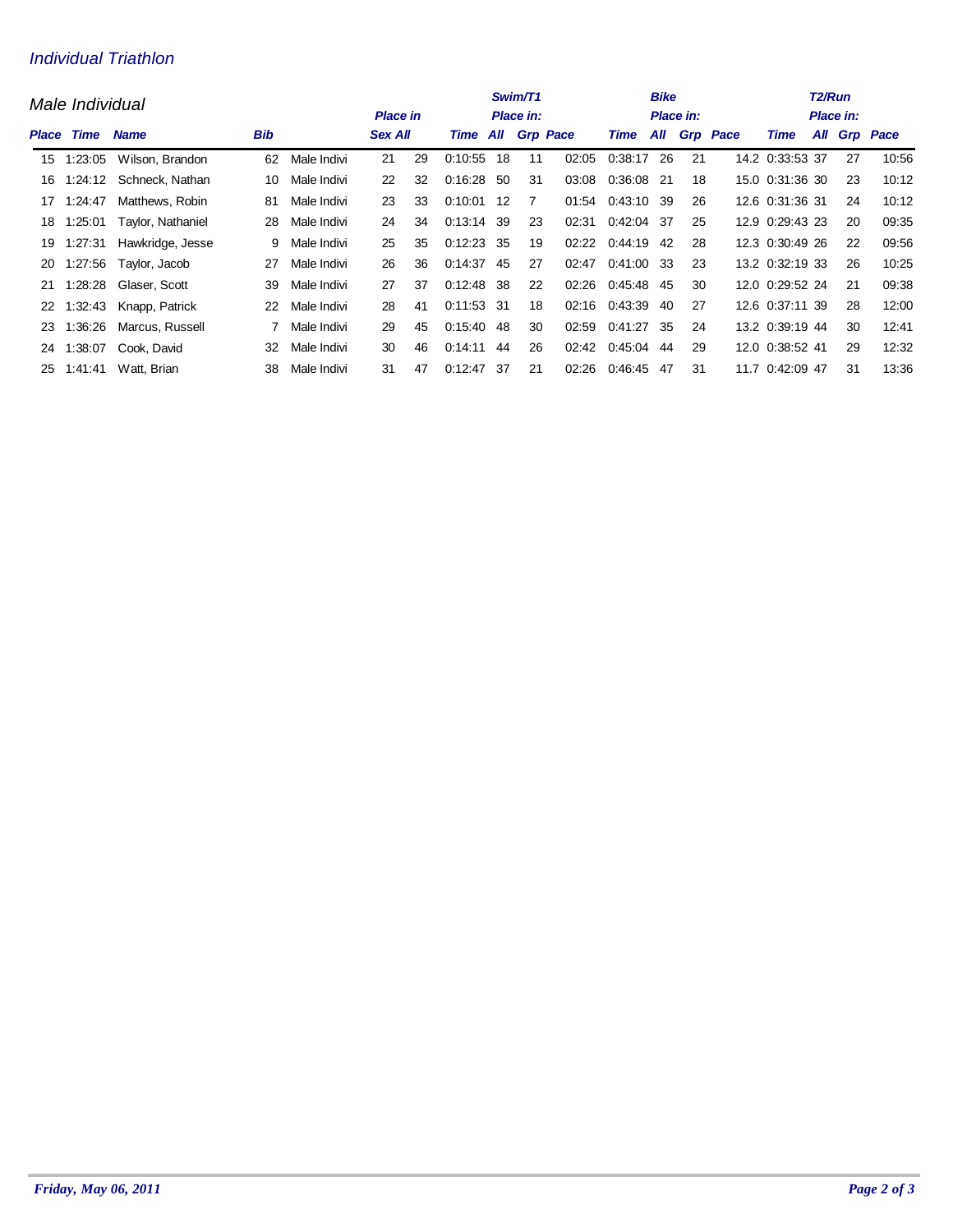*Individual Triathlon*

*Male Individual*

| Place | Time | Name | Bib | | Place in Sex | Place in All | Swim/T1 Time | Swim/T1 Place in: All | Swim/T1 Place in: Grp | Swim/T1 Pace | Bike Time | Bike Place in: All | Bike Place in: Grp | Bike Pace | T2/Run Time | T2/Run Place in: All | T2/Run Place in: Grp | T2/Run Pace |
|---|---|---|---|---|---|---|---|---|---|---|---|---|---|---|---|---|---|---|
| 15 | 1:23:05 | Wilson, Brandon | 62 | Male Indivi | 21 | 29 | 0:10:55 | 18 | 11 | 02:05 | 0:38:17 | 26 | 21 | 14.2 | 0:33:53 | 37 | 27 | 10:56 |
| 16 | 1:24:12 | Schneck, Nathan | 10 | Male Indivi | 22 | 32 | 0:16:28 | 50 | 31 | 03:08 | 0:36:08 | 21 | 18 | 15.0 | 0:31:36 | 30 | 23 | 10:12 |
| 17 | 1:24:47 | Matthews, Robin | 81 | Male Indivi | 23 | 33 | 0:10:01 | 12 | 7 | 01:54 | 0:43:10 | 39 | 26 | 12.6 | 0:31:36 | 31 | 24 | 10:12 |
| 18 | 1:25:01 | Taylor, Nathaniel | 28 | Male Indivi | 24 | 34 | 0:13:14 | 39 | 23 | 02:31 | 0:42:04 | 37 | 25 | 12.9 | 0:29:43 | 23 | 20 | 09:35 |
| 19 | 1:27:31 | Hawkridge, Jesse | 9 | Male Indivi | 25 | 35 | 0:12:23 | 35 | 19 | 02:22 | 0:44:19 | 42 | 28 | 12.3 | 0:30:49 | 26 | 22 | 09:56 |
| 20 | 1:27:56 | Taylor, Jacob | 27 | Male Indivi | 26 | 36 | 0:14:37 | 45 | 27 | 02:47 | 0:41:00 | 33 | 23 | 13.2 | 0:32:19 | 33 | 26 | 10:25 |
| 21 | 1:28:28 | Glaser, Scott | 39 | Male Indivi | 27 | 37 | 0:12:48 | 38 | 22 | 02:26 | 0:45:48 | 45 | 30 | 12.0 | 0:29:52 | 24 | 21 | 09:38 |
| 22 | 1:32:43 | Knapp, Patrick | 22 | Male Indivi | 28 | 41 | 0:11:53 | 31 | 18 | 02:16 | 0:43:39 | 40 | 27 | 12.6 | 0:37:11 | 39 | 28 | 12:00 |
| 23 | 1:36:26 | Marcus, Russell | 7 | Male Indivi | 29 | 45 | 0:15:40 | 48 | 30 | 02:59 | 0:41:27 | 35 | 24 | 13.2 | 0:39:19 | 44 | 30 | 12:41 |
| 24 | 1:38:07 | Cook, David | 32 | Male Indivi | 30 | 46 | 0:14:11 | 44 | 26 | 02:42 | 0:45:04 | 44 | 29 | 12.0 | 0:38:52 | 41 | 29 | 12:32 |
| 25 | 1:41:41 | Watt, Brian | 38 | Male Indivi | 31 | 47 | 0:12:47 | 37 | 21 | 02:26 | 0:46:45 | 47 | 31 | 11.7 | 0:42:09 | 47 | 31 | 13:36 |

*Friday, May 06, 2011*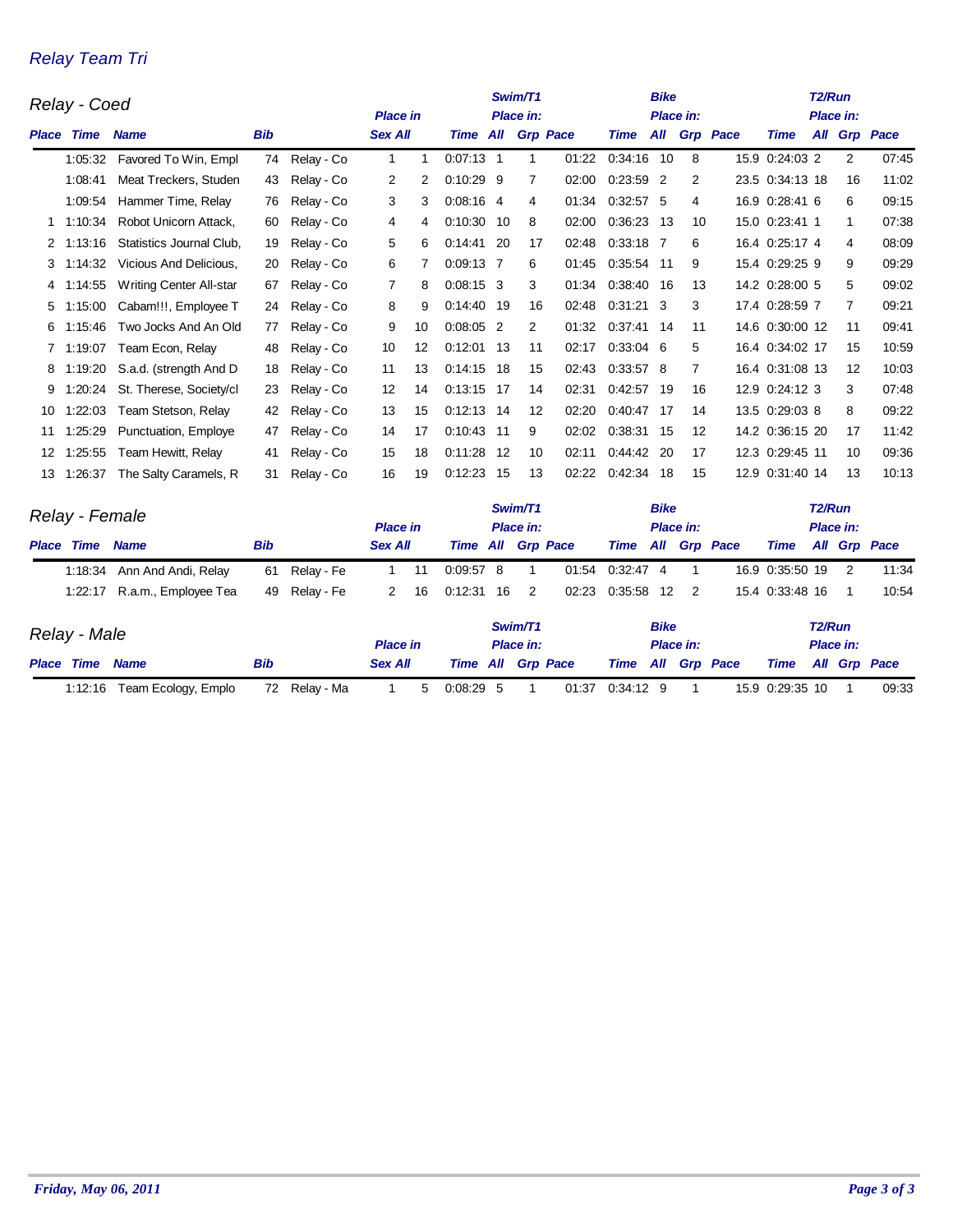# Relay Team Tri

## Relay - Coed

| Place | Time | Name | Bib | | Place in Sex | All | Swim/T1 Time | Place in: All | Grp | Pace | Bike Time | Place in: All | Grp | Pace | T2/Run Time | Place in: All | Grp | Pace |
|---|---|---|---|---|---|---|---|---|---|---|---|---|---|---|---|---|---|---|
| | 1:05:32 | Favored To Win, Empl | 74 | Relay - Co | 1 | 1 | 0:07:13 | 1 | 1 | 01:22 | 0:34:16 | 10 | 8 | 15.9 | 0:24:03 | 2 | 2 | 07:45 |
| | 1:08:41 | Meat Treckers, Studen | 43 | Relay - Co | 2 | 2 | 0:10:29 | 9 | 7 | 02:00 | 0:23:59 | 2 | 2 | 23.5 | 0:34:13 | 18 | 16 | 11:02 |
| | 1:09:54 | Hammer Time, Relay | 76 | Relay - Co | 3 | 3 | 0:08:16 | 4 | 4 | 01:34 | 0:32:57 | 5 | 4 | 16.9 | 0:28:41 | 6 | 6 | 09:15 |
| 1 | 1:10:34 | Robot Unicorn Attack, | 60 | Relay - Co | 4 | 4 | 0:10:30 | 10 | 8 | 02:00 | 0:36:23 | 13 | 10 | 15.0 | 0:23:41 | 1 | 1 | 07:38 |
| 2 | 1:13:16 | Statistics Journal Club, | 19 | Relay - Co | 5 | 6 | 0:14:41 | 20 | 17 | 02:48 | 0:33:18 | 7 | 6 | 16.4 | 0:25:17 | 4 | 4 | 08:09 |
| 3 | 1:14:32 | Vicious And Delicious, | 20 | Relay - Co | 6 | 7 | 0:09:13 | 7 | 6 | 01:45 | 0:35:54 | 11 | 9 | 15.4 | 0:29:25 | 9 | 9 | 09:29 |
| 4 | 1:14:55 | Writing Center All-star | 67 | Relay - Co | 7 | 8 | 0:08:15 | 3 | 3 | 01:34 | 0:38:40 | 16 | 13 | 14.2 | 0:28:00 | 5 | 5 | 09:02 |
| 5 | 1:15:00 | Cabam!!!, Employee T | 24 | Relay - Co | 8 | 9 | 0:14:40 | 19 | 16 | 02:48 | 0:31:21 | 3 | 3 | 17.4 | 0:28:59 | 7 | 7 | 09:21 |
| 6 | 1:15:46 | Two Jocks And An Old | 77 | Relay - Co | 9 | 10 | 0:08:05 | 2 | 2 | 01:32 | 0:37:41 | 14 | 11 | 14.6 | 0:30:00 | 12 | 11 | 09:41 |
| 7 | 1:19:07 | Team Econ, Relay | 48 | Relay - Co | 10 | 12 | 0:12:01 | 13 | 11 | 02:17 | 0:33:04 | 6 | 5 | 16.4 | 0:34:02 | 17 | 15 | 10:59 |
| 8 | 1:19:20 | S.a.d. (strength And D | 18 | Relay - Co | 11 | 13 | 0:14:15 | 18 | 15 | 02:43 | 0:33:57 | 8 | 7 | 16.4 | 0:31:08 | 13 | 12 | 10:03 |
| 9 | 1:20:24 | St. Therese, Society/cl | 23 | Relay - Co | 12 | 14 | 0:13:15 | 17 | 14 | 02:31 | 0:42:57 | 19 | 16 | 12.9 | 0:24:12 | 3 | 3 | 07:48 |
| 10 | 1:22:03 | Team Stetson, Relay | 42 | Relay - Co | 13 | 15 | 0:12:13 | 14 | 12 | 02:20 | 0:40:47 | 17 | 14 | 13.5 | 0:29:03 | 8 | 8 | 09:22 |
| 11 | 1:25:29 | Punctuation, Employe | 47 | Relay - Co | 14 | 17 | 0:10:43 | 11 | 9 | 02:02 | 0:38:31 | 15 | 12 | 14.2 | 0:36:15 | 20 | 17 | 11:42 |
| 12 | 1:25:55 | Team Hewitt, Relay | 41 | Relay - Co | 15 | 18 | 0:11:28 | 12 | 10 | 02:11 | 0:44:42 | 20 | 17 | 12.3 | 0:29:45 | 11 | 10 | 09:36 |
| 13 | 1:26:37 | The Salty Caramels, R | 31 | Relay - Co | 16 | 19 | 0:12:23 | 15 | 13 | 02:22 | 0:42:34 | 18 | 15 | 12.9 | 0:31:40 | 14 | 13 | 10:13 |

## Relay - Female

| Place | Time | Name | Bib | | Place in Sex | All | Swim/T1 Time | Place in: All | Grp | Pace | Bike Time | Place in: All | Grp | Pace | T2/Run Time | Place in: All | Grp | Pace |
|---|---|---|---|---|---|---|---|---|---|---|---|---|---|---|---|---|---|---|
| | 1:18:34 | Ann And Andi, Relay | 61 | Relay - Fe | 1 | 11 | 0:09:57 | 8 | 1 | 01:54 | 0:32:47 | 4 | 1 | 16.9 | 0:35:50 | 19 | 2 | 11:34 |
| | 1:22:17 | R.a.m., Employee Tea | 49 | Relay - Fe | 2 | 16 | 0:12:31 | 16 | 2 | 02:23 | 0:35:58 | 12 | 2 | 15.4 | 0:33:48 | 16 | 1 | 10:54 |

## Relay - Male

| Place | Time | Name | Bib | | Place in Sex | All | Swim/T1 Time | Place in: All | Grp | Pace | Bike Time | Place in: All | Grp | Pace | T2/Run Time | Place in: All | Grp | Pace |
|---|---|---|---|---|---|---|---|---|---|---|---|---|---|---|---|---|---|---|
| | 1:12:16 | Team Ecology, Emplo | 72 | Relay - Ma | 1 | 5 | 0:08:29 | 5 | 1 | 01:37 | 0:34:12 | 9 | 1 | 15.9 | 0:29:35 | 10 | 1 | 09:33 |

*Friday, May 06, 2011*